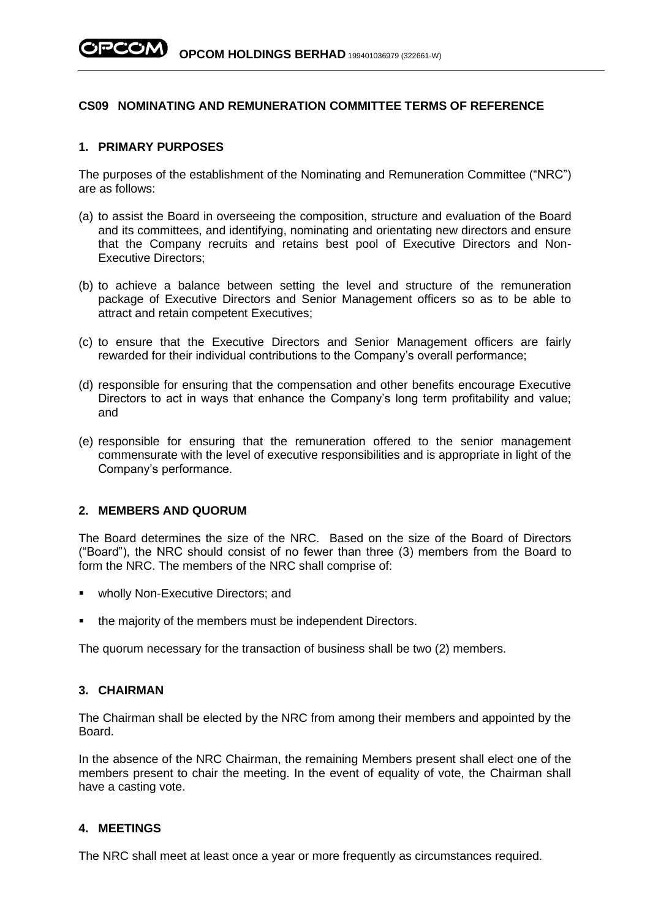## CS09 NOMINATING AND REMUNERATION COMMITTEE TERMS OF REFERENCE

### 1. PRIMARY PURPOSES

The purposes of the establishment of the Nominating and Remuneration Committee ("NRC") are as follows:

(a) to assist the Board in overseeing the composition, structure and evaluation of the Board and its committees, and identifying, nominating and orientating new directors and ensure that the Company recruits and retains best pool of Executive Directors and Non-Executive Directors;

(b) to achieve a balance between setting the level and structure of the remuneration package of Executive Directors and Senior Management officers so as to be able to attract and retain competent Executives;

(c) to ensure that the Executive Directors and Senior Management officers are fairly rewarded for their individual contributions to the Company's overall performance;

(d) responsible for ensuring that the compensation and other benefits encourage Executive Directors to act in ways that enhance the Company's long term profitability and value; and

(e) responsible for ensuring that the remuneration offered to the senior management commensurate with the level of executive responsibilities and is appropriate in light of the Company's performance.

### 2. MEMBERS AND QUORUM

The Board determines the size of the NRC. Based on the size of the Board of Directors ("Board"), the NRC should consist of no fewer than three (3) members from the Board to form the NRC. The members of the NRC shall comprise of:

- wholly Non-Executive Directors; and
- the majority of the members must be independent Directors.

The quorum necessary for the transaction of business shall be two (2) members.

### 3. CHAIRMAN

The Chairman shall be elected by the NRC from among their members and appointed by the Board.

In the absence of the NRC Chairman, the remaining Members present shall elect one of the members present to chair the meeting. In the event of equality of vote, the Chairman shall have a casting vote.

### 4. MEETINGS

The NRC shall meet at least once a year or more frequently as circumstances required.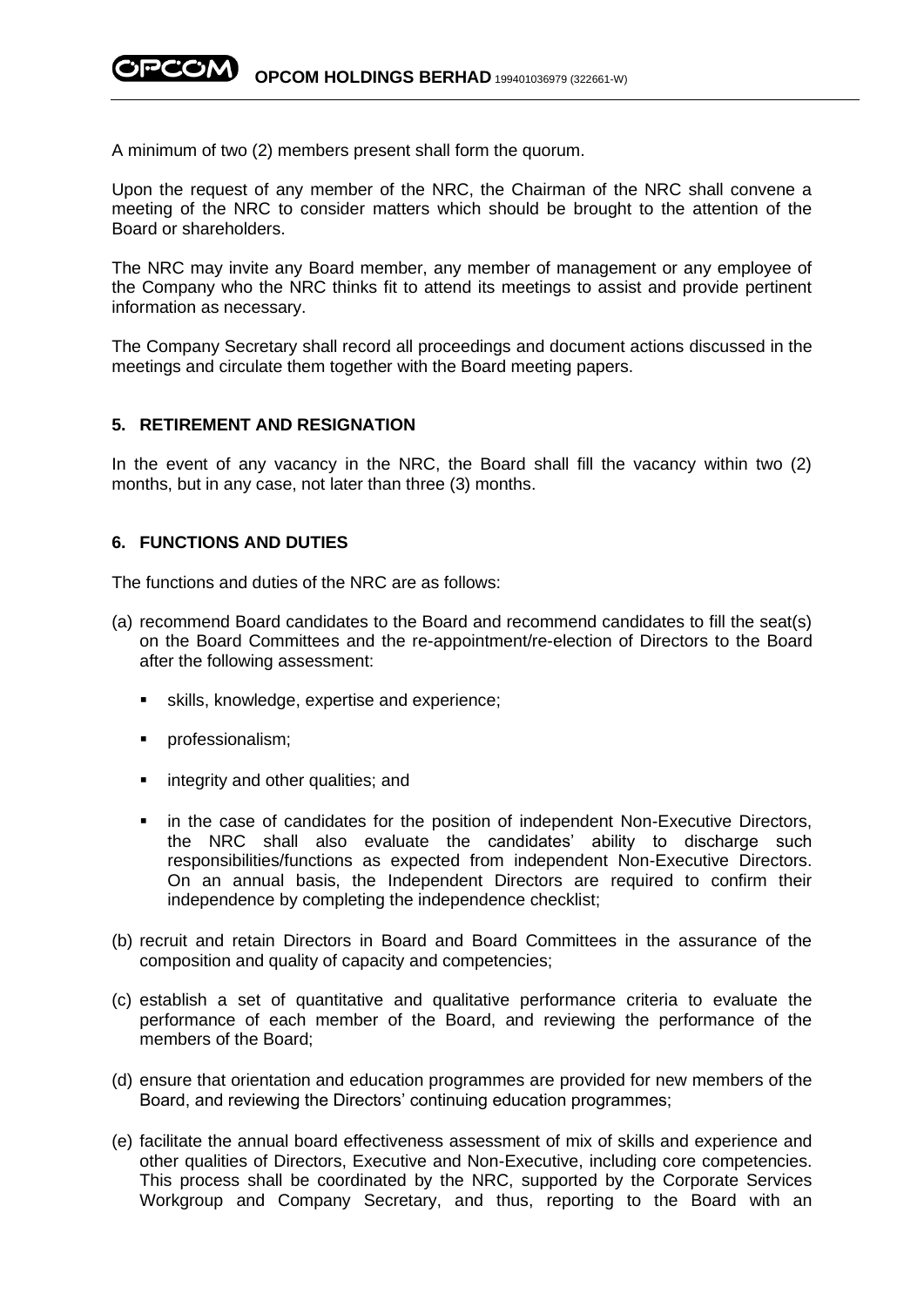A minimum of two (2) members present shall form the quorum.

Upon the request of any member of the NRC, the Chairman of the NRC shall convene a meeting of the NRC to consider matters which should be brought to the attention of the Board or shareholders.

The NRC may invite any Board member, any member of management or any employee of the Company who the NRC thinks fit to attend its meetings to assist and provide pertinent information as necessary.

The Company Secretary shall record all proceedings and document actions discussed in the meetings and circulate them together with the Board meeting papers.

## 5. RETIREMENT AND RESIGNATION

In the event of any vacancy in the NRC, the Board shall fill the vacancy within two (2) months, but in any case, not later than three (3) months.

## 6. FUNCTIONS AND DUTIES

The functions and duties of the NRC are as follows:

(a) recommend Board candidates to the Board and recommend candidates to fill the seat(s) on the Board Committees and the re-appointment/re-election of Directors to the Board after the following assessment:

- skills, knowledge, expertise and experience;
- professionalism;
- integrity and other qualities; and
- in the case of candidates for the position of independent Non-Executive Directors, the NRC shall also evaluate the candidates' ability to discharge such responsibilities/functions as expected from independent Non-Executive Directors. On an annual basis, the Independent Directors are required to confirm their independence by completing the independence checklist;

(b) recruit and retain Directors in Board and Board Committees in the assurance of the composition and quality of capacity and competencies;

(c) establish a set of quantitative and qualitative performance criteria to evaluate the performance of each member of the Board, and reviewing the performance of the members of the Board;

(d) ensure that orientation and education programmes are provided for new members of the Board, and reviewing the Directors' continuing education programmes;

(e) facilitate the annual board effectiveness assessment of mix of skills and experience and other qualities of Directors, Executive and Non-Executive, including core competencies. This process shall be coordinated by the NRC, supported by the Corporate Services Workgroup and Company Secretary, and thus, reporting to the Board with an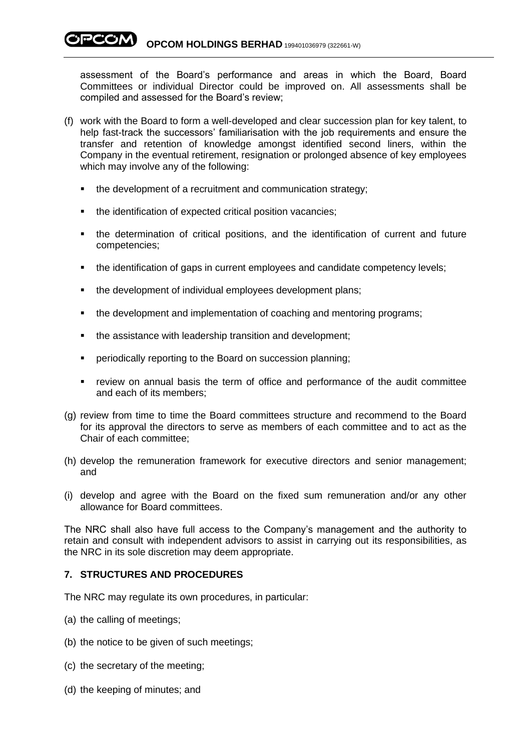assessment of the Board's performance and areas in which the Board, Board Committees or individual Director could be improved on. All assessments shall be compiled and assessed for the Board's review;

(f) work with the Board to form a well-developed and clear succession plan for key talent, to help fast-track the successors' familiarisation with the job requirements and ensure the transfer and retention of knowledge amongst identified second liners, within the Company in the eventual retirement, resignation or prolonged absence of key employees which may involve any of the following:

- the development of a recruitment and communication strategy;
- the identification of expected critical position vacancies;
- the determination of critical positions, and the identification of current and future competencies;
- the identification of gaps in current employees and candidate competency levels;
- the development of individual employees development plans;
- the development and implementation of coaching and mentoring programs;
- the assistance with leadership transition and development;
- periodically reporting to the Board on succession planning;
- review on annual basis the term of office and performance of the audit committee and each of its members;

(g) review from time to time the Board committees structure and recommend to the Board for its approval the directors to serve as members of each committee and to act as the Chair of each committee;

(h) develop the remuneration framework for executive directors and senior management; and

(i) develop and agree with the Board on the fixed sum remuneration and/or any other allowance for Board committees.

The NRC shall also have full access to the Company's management and the authority to retain and consult with independent advisors to assist in carrying out its responsibilities, as the NRC in its sole discretion may deem appropriate.

## 7. STRUCTURES AND PROCEDURES

The NRC may regulate its own procedures, in particular:

(a) the calling of meetings;

(b) the notice to be given of such meetings;

(c) the secretary of the meeting;

(d) the keeping of minutes; and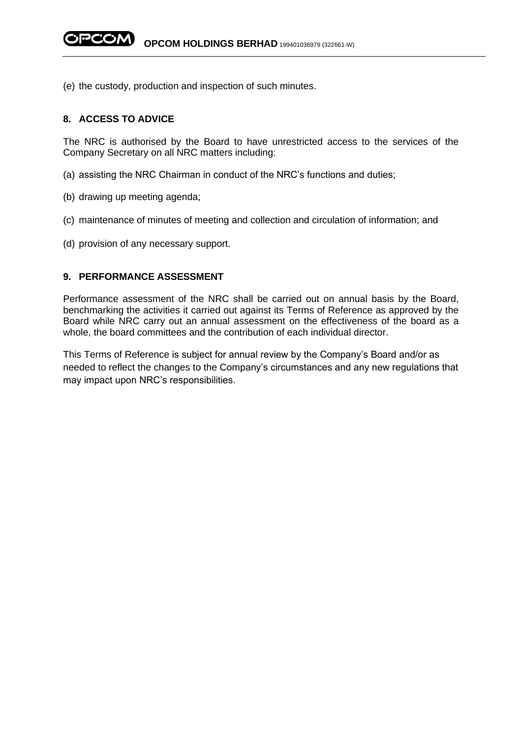(e) the custody, production and inspection of such minutes.

## 8. ACCESS TO ADVICE

The NRC is authorised by the Board to have unrestricted access to the services of the Company Secretary on all NRC matters including:

(a) assisting the NRC Chairman in conduct of the NRC's functions and duties;

(b) drawing up meeting agenda;

(c) maintenance of minutes of meeting and collection and circulation of information; and

(d) provision of any necessary support.

## 9. PERFORMANCE ASSESSMENT

Performance assessment of the NRC shall be carried out on annual basis by the Board, benchmarking the activities it carried out against its Terms of Reference as approved by the Board while NRC carry out an annual assessment on the effectiveness of the board as a whole, the board committees and the contribution of each individual director.

This Terms of Reference is subject for annual review by the Company's Board and/or as needed to reflect the changes to the Company's circumstances and any new regulations that may impact upon NRC's responsibilities.